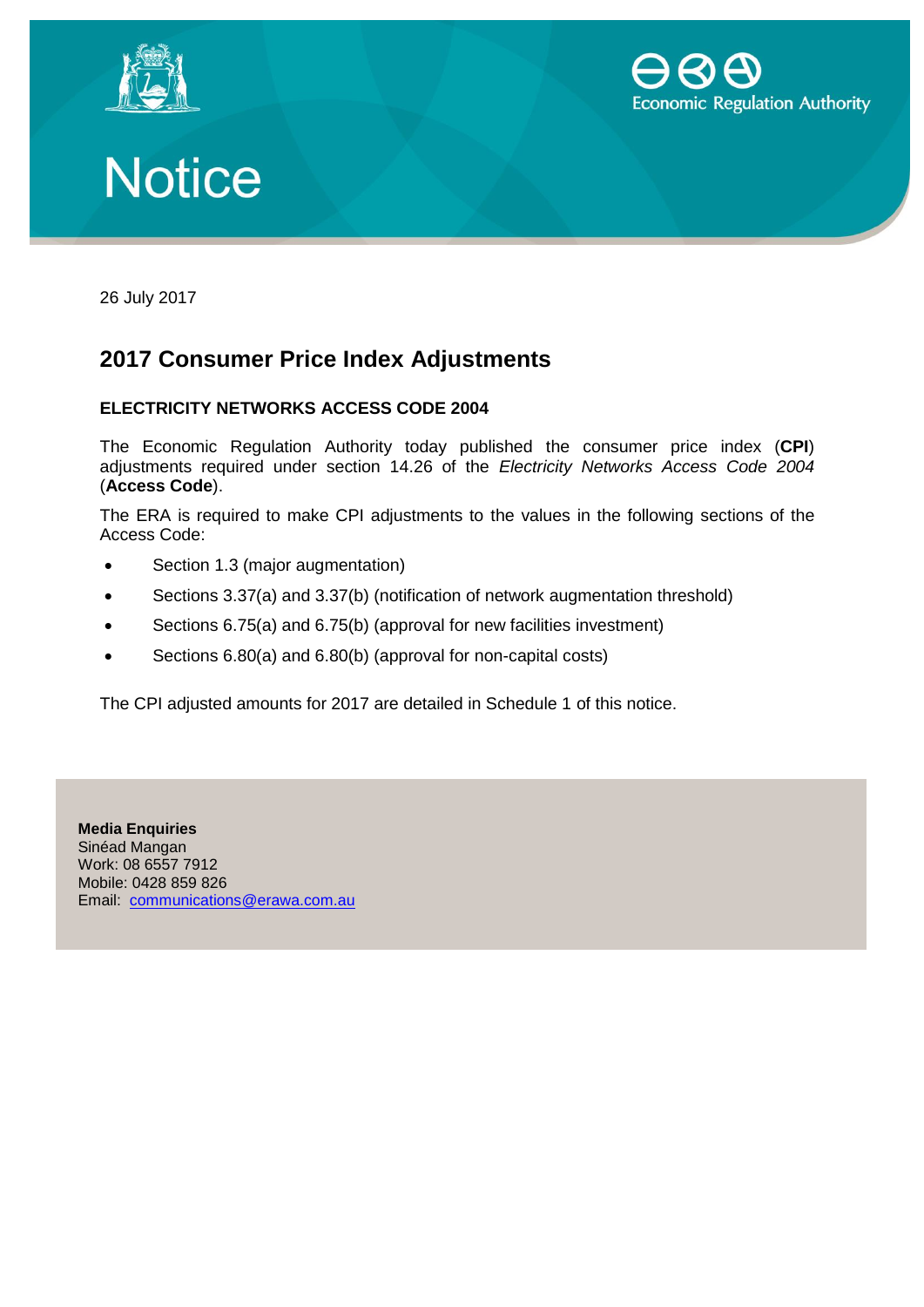Economic Regulation Authority

# Notice

26 July 2017

## 2017 Consumer Price Index Adjustments

### ELECTRICITY NETWORKS ACCESS CODE 2004

The Economic Regulation Authority today published the consumer price index (**CPI**) adjustments required under section 14.26 of the *Electricity Networks Access Code 2004* (**Access Code**).

The ERA is required to make CPI adjustments to the values in the following sections of the Access Code:

- Section 1.3 (major augmentation)
- Sections 3.37(a) and 3.37(b) (notification of network augmentation threshold)
- Sections 6.75(a) and 6.75(b) (approval for new facilities investment)
- Sections 6.80(a) and 6.80(b) (approval for non-capital costs)

The CPI adjusted amounts for 2017 are detailed in Schedule 1 of this notice.

**Media Enquiries**
Sinéad Mangan
Work: 08 6557 7912
Mobile: 0428 859 826
Email: communications@erawa.com.au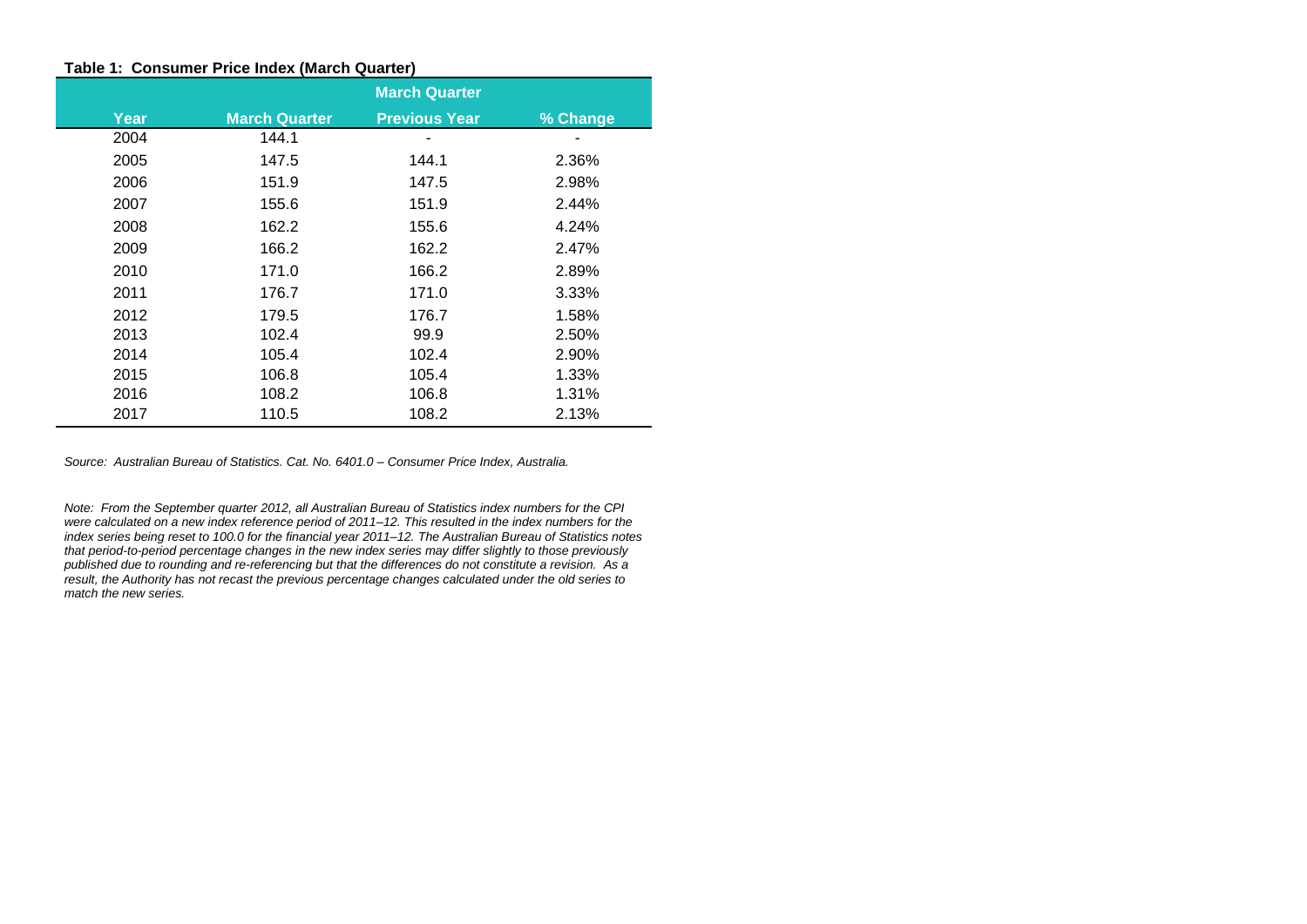**Table 1: Consumer Price Index (March Quarter)**

| | March Quarter | | |
|---|---|---|---|
| Year | March Quarter | Previous Year | % Change |
| 2004 | 144.1 | - | - |
| 2005 | 147.5 | 144.1 | 2.36% |
| 2006 | 151.9 | 147.5 | 2.98% |
| 2007 | 155.6 | 151.9 | 2.44% |
| 2008 | 162.2 | 155.6 | 4.24% |
| 2009 | 166.2 | 162.2 | 2.47% |
| 2010 | 171.0 | 166.2 | 2.89% |
| 2011 | 176.7 | 171.0 | 3.33% |
| 2012 | 179.5 | 176.7 | 1.58% |
| 2013 | 102.4 | 99.9 | 2.50% |
| 2014 | 105.4 | 102.4 | 2.90% |
| 2015 | 106.8 | 105.4 | 1.33% |
| 2016 | 108.2 | 106.8 | 1.31% |
| 2017 | 110.5 | 108.2 | 2.13% |

*Source: Australian Bureau of Statistics. Cat. No. 6401.0 – Consumer Price Index, Australia.*

*Note: From the September quarter 2012, all Australian Bureau of Statistics index numbers for the CPI were calculated on a new index reference period of 2011–12. This resulted in the index numbers for the index series being reset to 100.0 for the financial year 2011–12. The Australian Bureau of Statistics notes that period-to-period percentage changes in the new index series may differ slightly to those previously published due to rounding and re-referencing but that the differences do not constitute a revision. As a result, the Authority has not recast the previous percentage changes calculated under the old series to match the new series.*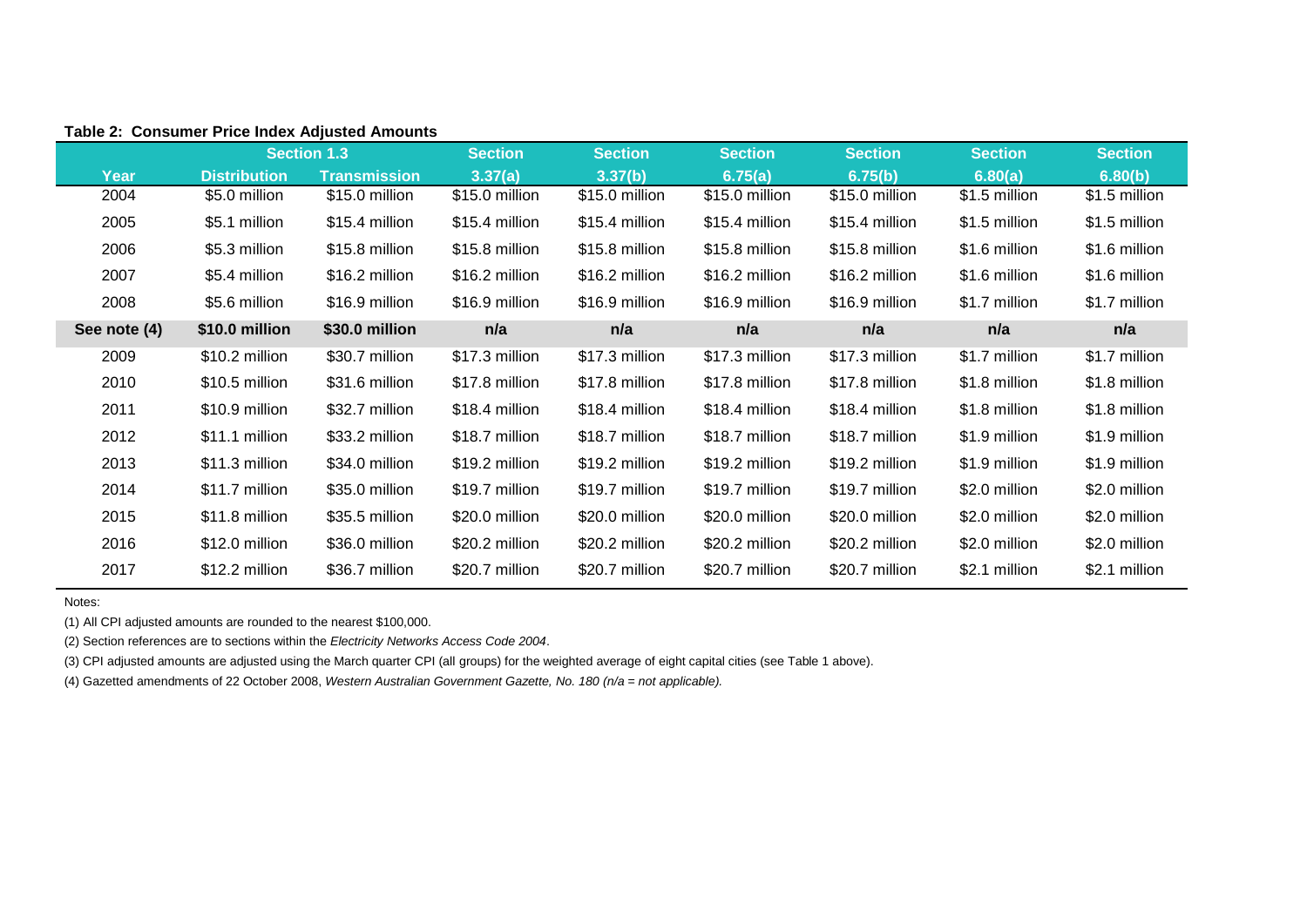**Table 2: Consumer Price Index Adjusted Amounts**

| Year | Section 1.3 | | Section 3.37(a) | Section 3.37(b) | Section 6.75(a) | Section 6.75(b) | Section 6.80(a) | Section 6.80(b) |
|---|---|---|---|---|---|---|---|---|
| | Distribution | Transmission | | | | | | |
| 2004 | $5.0 million | $15.0 million | $15.0 million | $15.0 million | $15.0 million | $15.0 million | $1.5 million | $1.5 million |
| 2005 | $5.1 million | $15.4 million | $15.4 million | $15.4 million | $15.4 million | $15.4 million | $1.5 million | $1.5 million |
| 2006 | $5.3 million | $15.8 million | $15.8 million | $15.8 million | $15.8 million | $15.8 million | $1.6 million | $1.6 million |
| 2007 | $5.4 million | $16.2 million | $16.2 million | $16.2 million | $16.2 million | $16.2 million | $1.6 million | $1.6 million |
| 2008 | $5.6 million | $16.9 million | $16.9 million | $16.9 million | $16.9 million | $16.9 million | $1.7 million | $1.7 million |
| **See note (4)** | **$10.0 million** | **$30.0 million** | **n/a** | **n/a** | **n/a** | **n/a** | **n/a** | **n/a** |
| 2009 | $10.2 million | $30.7 million | $17.3 million | $17.3 million | $17.3 million | $17.3 million | $1.7 million | $1.7 million |
| 2010 | $10.5 million | $31.6 million | $17.8 million | $17.8 million | $17.8 million | $17.8 million | $1.8 million | $1.8 million |
| 2011 | $10.9 million | $32.7 million | $18.4 million | $18.4 million | $18.4 million | $18.4 million | $1.8 million | $1.8 million |
| 2012 | $11.1 million | $33.2 million | $18.7 million | $18.7 million | $18.7 million | $18.7 million | $1.9 million | $1.9 million |
| 2013 | $11.3 million | $34.0 million | $19.2 million | $19.2 million | $19.2 million | $19.2 million | $1.9 million | $1.9 million |
| 2014 | $11.7 million | $35.0 million | $19.7 million | $19.7 million | $19.7 million | $19.7 million | $2.0 million | $2.0 million |
| 2015 | $11.8 million | $35.5 million | $20.0 million | $20.0 million | $20.0 million | $20.0 million | $2.0 million | $2.0 million |
| 2016 | $12.0 million | $36.0 million | $20.2 million | $20.2 million | $20.2 million | $20.2 million | $2.0 million | $2.0 million |
| 2017 | $12.2 million | $36.7 million | $20.7 million | $20.7 million | $20.7 million | $20.7 million | $2.1 million | $2.1 million |

Notes:

(1) All CPI adjusted amounts are rounded to the nearest $100,000.

(2) Section references are to sections within the *Electricity Networks Access Code 2004*.

(3) CPI adjusted amounts are adjusted using the March quarter CPI (all groups) for the weighted average of eight capital cities (see Table 1 above).

(4) Gazetted amendments of 22 October 2008, *Western Australian Government Gazette, No. 180 (n/a = not applicable).*